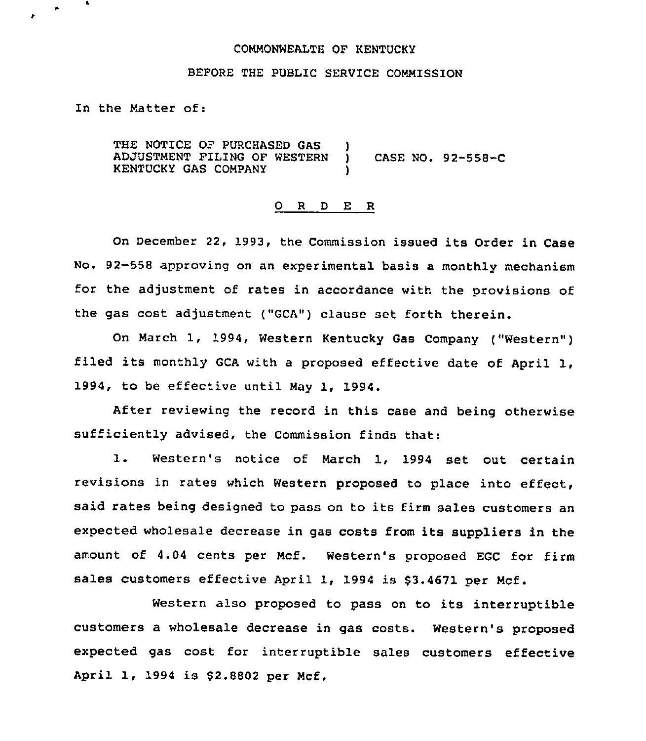COMMONWEALTH OF KENTUCKY

BEFORE THE PUBLIC SERVICE COMMISSION

In the Matter of:

| | | |
|---|---|---|
| THE NOTICE OF PURCHASED GAS ADJUSTMENT FILING OF WESTERN KENTUCKY GAS COMPANY | ) ) ) | CASE NO. 92-558-C |

O R D E R

On December 22, 1993, the Commission issued its Order in Case No. 92-558 approving on an experimental basis a monthly mechanism for the adjustment of rates in accordance with the provisions of the gas cost adjustment ("GCA") clause set forth therein.

On March 1, 1994, Western Kentucky Gas Company ("Western") filed its monthly GCA with a proposed effective date of April 1, 1994, to be effective until May 1, 1994.

After reviewing the record in this case and being otherwise sufficiently advised, the Commission finds that:

1. Western's notice of March 1, 1994 set out certain revisions in rates which Western proposed to place into effect, said rates being designed to pass on to its firm sales customers an expected wholesale decrease in gas costs from its suppliers in the amount of 4.04 cents per Mcf. Western's proposed EGC for firm sales customers effective April 1, 1994 is $3.4671 per Mcf.

Western also proposed to pass on to its interruptible customers a wholesale decrease in gas costs. Western's proposed expected gas cost for interruptible sales customers effective April 1, 1994 is $2.8802 per Mcf.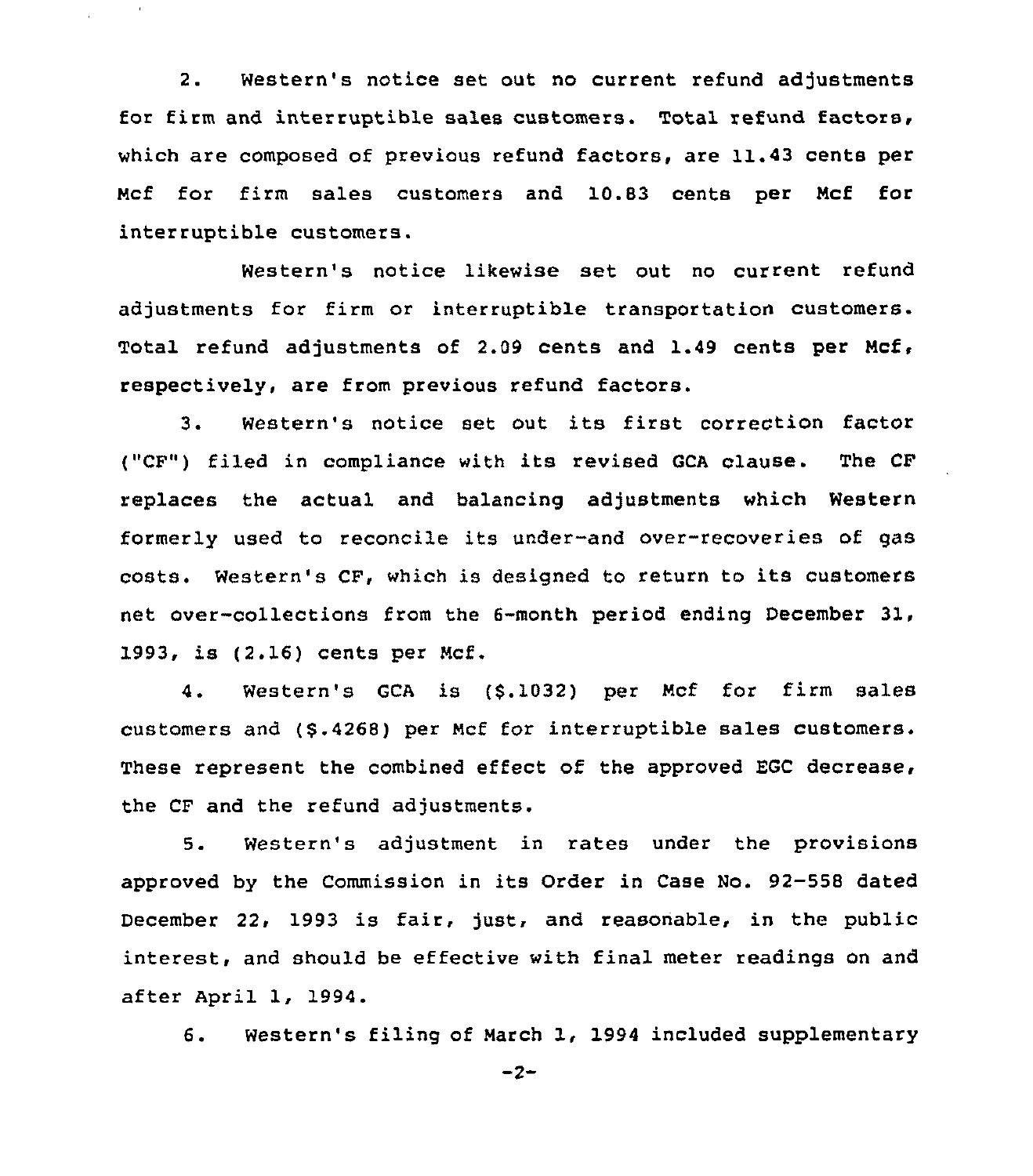2. Western's notice set out no current refund adjustments for firm and interruptible sales customers. Total refund factors, which are composed of previous refund factors, are 11.43 cents per Mcf for firm sales customers and 10.83 cents per Mcf for interruptible customers.

Western's notice likewise set out no current refund adjustments for firm or interruptible transportation customers. Total refund adjustments of 2.09 cents and 1.49 cents per Mcf, respectively, are from previous refund factors.

3. Western's notice set out its first correction factor ("CF") filed in compliance with its revised GCA clause. The CF replaces the actual and balancing adjustments which Western formerly used to reconcile its under-and over-recoveries of gas costs. Western's CF, which is designed to return to its customers net over-collections from the 6-month period ending December 31, 1993, is (2.16) cents per Mcf.

4. Western's GCA is ($.1032) per Mcf for firm sales customers and ($.4268) per Mcf for interruptible sales customers. These represent the combined effect of the approved EGC decrease, the CF and the refund adjustments.

5. Western's adjustment in rates under the provisions approved by the Commission in its Order in Case No. 92-558 dated December 22, 1993 is fair, just, and reasonable, in the public interest, and should be effective with final meter readings on and after April 1, 1994.

6. Western's filing of March 1, 1994 included supplementary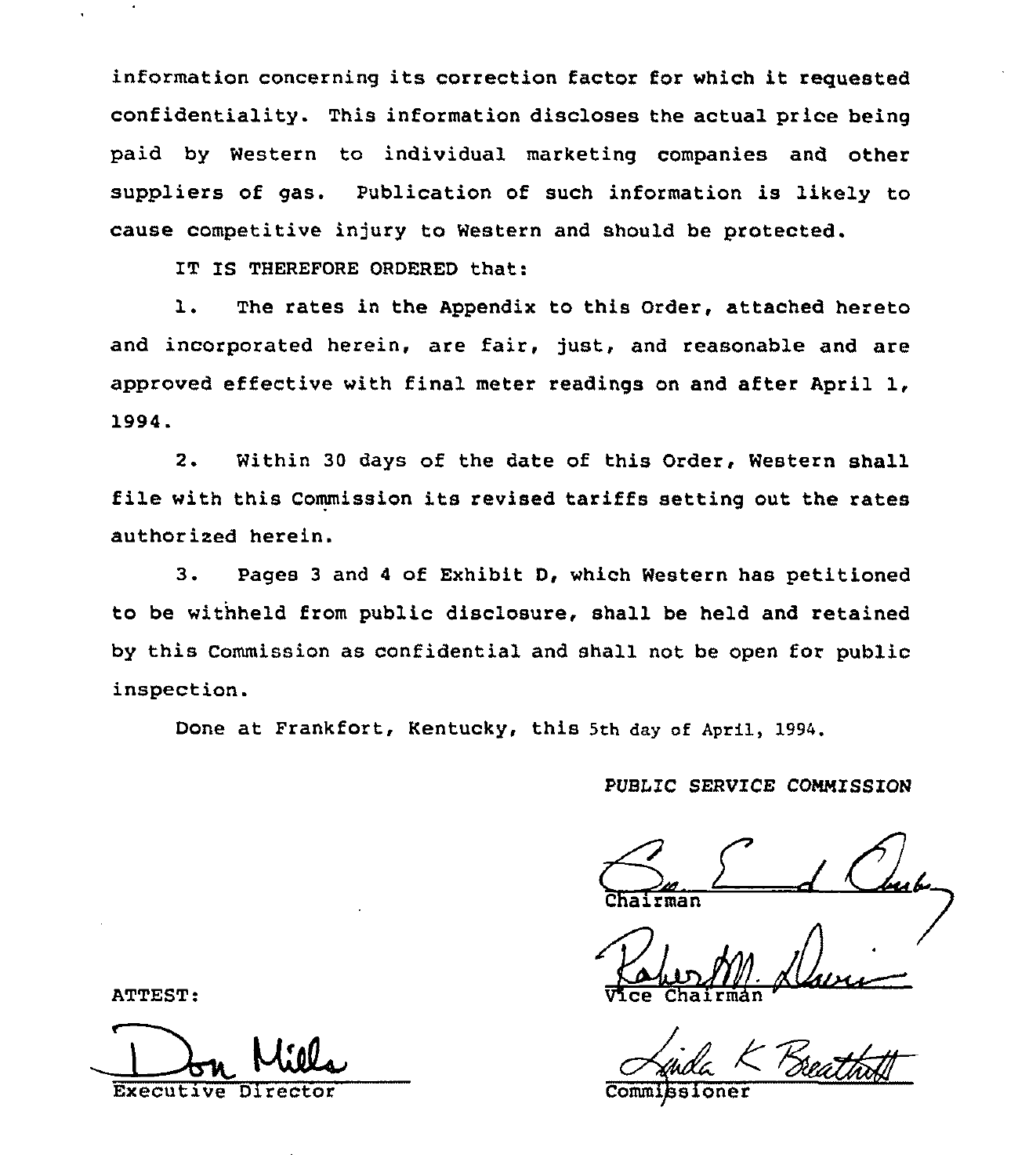information concerning its correction factor for which it requested confidentiality. This information discloses the actual price being paid by Western to individual marketing companies and other suppliers of gas. Publication of such information is likely to cause competitive injury to Western and should be protected.

IT IS THEREFORE ORDERED that:

1. The rates in the Appendix to this Order, attached hereto and incorporated herein, are fair, just, and reasonable and are approved effective with final meter readings on and after April 1, 1994.

2. Within 30 days of the date of this Order, Western shall file with this Commission its revised tariffs setting out the rates authorized herein.

3. Pages 3 and 4 of Exhibit D, which Western has petitioned to be withheld from public disclosure, shall be held and retained by this Commission as confidential and shall not be open for public inspection.

Done at Frankfort, Kentucky, this 5th day of April, 1994.

*PUBLIC SERVICE COMMISSION*

Chairman

Vice Chairman

Commissioner

ATTEST:

Executive Director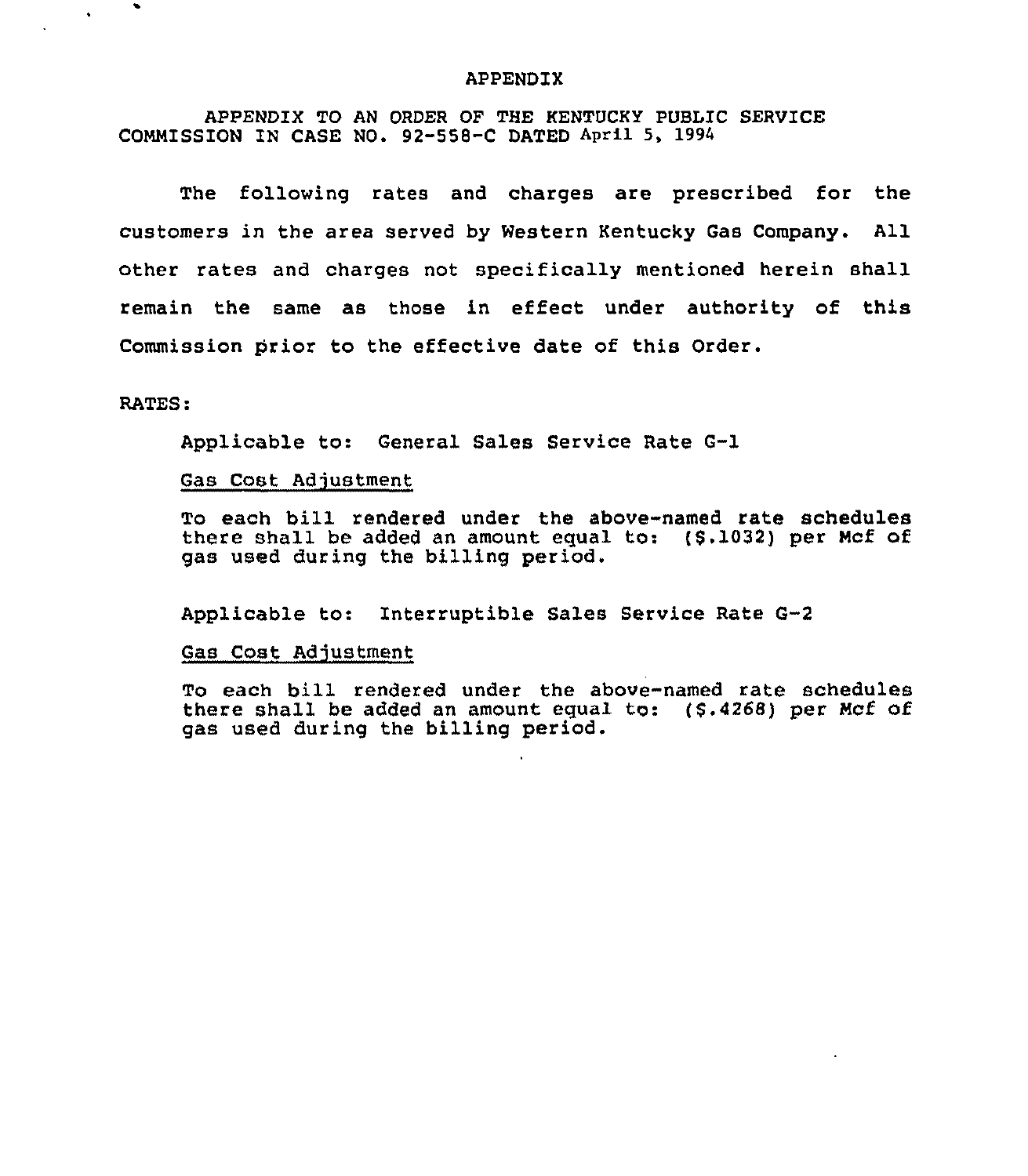# APPENDIX

APPENDIX TO AN ORDER OF THE KENTUCKY PUBLIC SERVICE COMMISSION IN CASE NO. 92-558-C DATED April 5, 1994

The following rates and charges are prescribed for the customers in the area served by Western Kentucky Gas Company. All other rates and charges not specifically mentioned herein shall remain the same as those in effect under authority of this Commission prior to the effective date of this Order.

RATES:

Applicable to: General Sales Service Rate G-1

Gas Cost Adjustment

To each bill rendered under the above-named rate schedules there shall be added an amount equal to: ($.1032) per Mcf of gas used during the billing period.

Applicable to: Interruptible Sales Service Rate G-2

Gas Cost Adjustment

To each bill rendered under the above-named rate schedules there shall be added an amount equal to: ($.4268) per Mcf of gas used during the billing period.